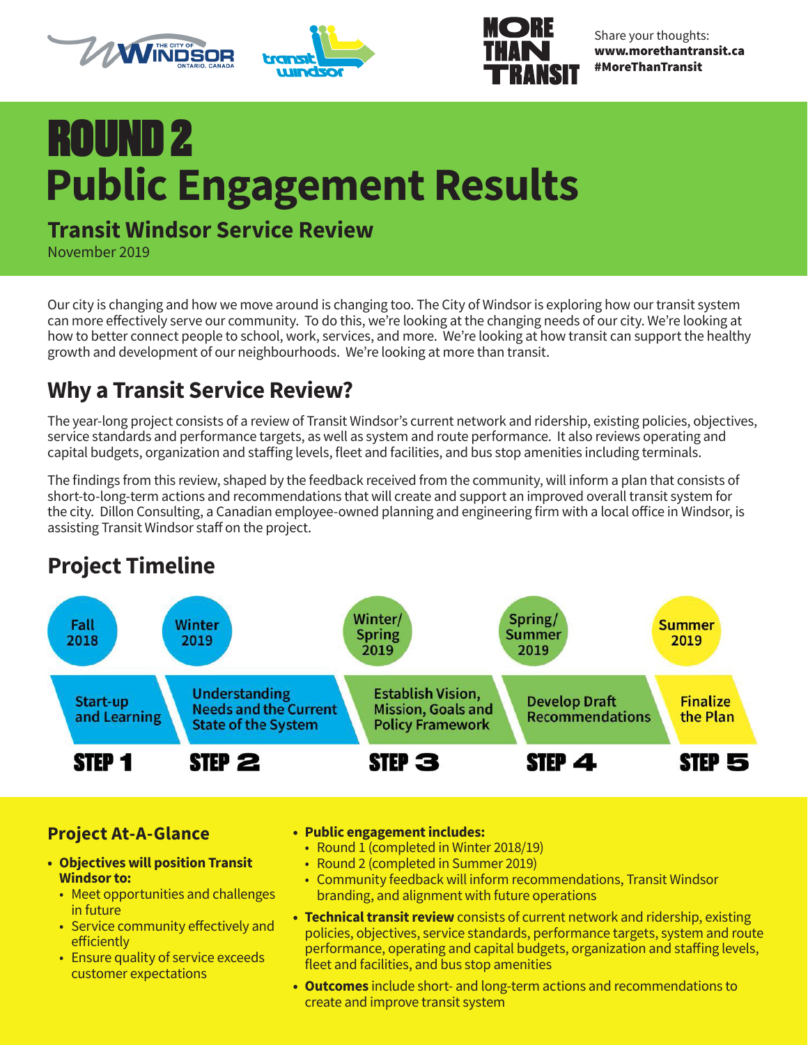THE CITY OF WINDSOR ONTARIO, CANADA

transit windsor

MORE THAN TRANSIT

Share your thoughts:
**www.morethantransit.ca**
**#MoreThanTransit**

# ROUND 2 Public Engagement Results

## Transit Windsor Service Review

November 2019

Our city is changing and how we move around is changing too. The City of Windsor is exploring how our transit system can more effectively serve our community. To do this, we're looking at the changing needs of our city. We're looking at how to better connect people to school, work, services, and more. We're looking at how transit can support the healthy growth and development of our neighbourhoods. We're looking at more than transit.

## Why a Transit Service Review?

The year-long project consists of a review of Transit Windsor's current network and ridership, existing policies, objectives, service standards and performance targets, as well as system and route performance. It also reviews operating and capital budgets, organization and staffing levels, fleet and facilities, and bus stop amenities including terminals.

The findings from this review, shaped by the feedback received from the community, will inform a plan that consists of short-to-long-term actions and recommendations that will create and support an improved overall transit system for the city. Dillon Consulting, a Canadian employee-owned planning and engineering firm with a local office in Windsor, is assisting Transit Windsor staff on the project.

## Project Timeline

| STEP 1 | STEP 2 | STEP 3 | STEP 4 | STEP 5 |
|---|---|---|---|---|
| Fall 2018 | Winter 2019 | Winter/ Spring 2019 | Spring/ Summer 2019 | Summer 2019 |
| Start-up and Learning | Understanding Needs and the Current State of the System | Establish Vision, Mission, Goals and Policy Framework | Develop Draft Recommendations | Finalize the Plan |

### Project At-A-Glance

- **Objectives will position Transit Windsor to:**
  - Meet opportunities and challenges in future
  - Service community effectively and efficiently
  - Ensure quality of service exceeds customer expectations
- **Public engagement includes:**
  - Round 1 (completed in Winter 2018/19)
  - Round 2 (completed in Summer 2019)
  - Community feedback will inform recommendations, Transit Windsor branding, and alignment with future operations
- **Technical transit review** consists of current network and ridership, existing policies, objectives, service standards, performance targets, system and route performance, operating and capital budgets, organization and staffing levels, fleet and facilities, and bus stop amenities
- **Outcomes** include short- and long-term actions and recommendations to create and improve transit system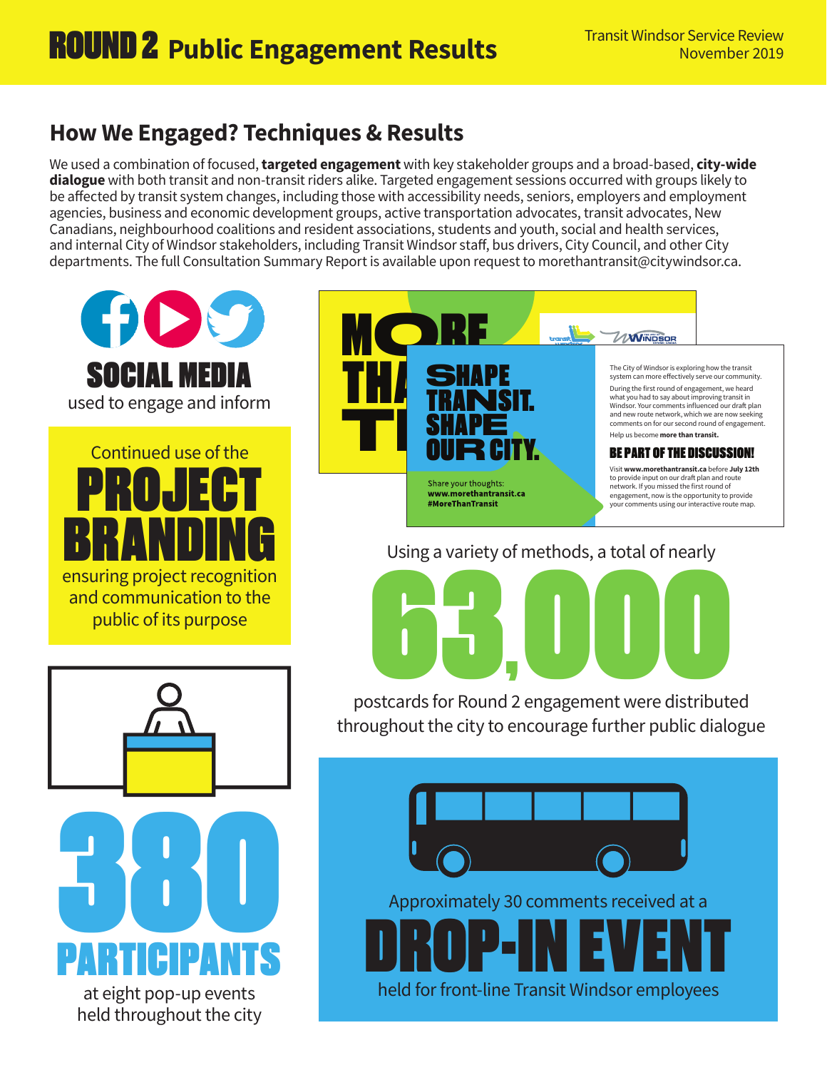# ROUND 2 Public Engagement Results

## How We Engaged? Techniques & Results

We used a combination of focused, **targeted engagement** with key stakeholder groups and a broad-based, **city-wide dialogue** with both transit and non-transit riders alike. Targeted engagement sessions occurred with groups likely to be affected by transit system changes, including those with accessibility needs, seniors, employers and employment agencies, business and economic development groups, active transportation advocates, transit advocates, New Canadians, neighbourhood coalitions and resident associations, students and youth, social and health services, and internal City of Windsor stakeholders, including Transit Windsor staff, bus drivers, City Council, and other City departments. The full Consultation Summary Report is available upon request to morethantransit@citywindsor.ca.

**SOCIAL MEDIA**
used to engage and inform

Continued use of the
**PROJECT BRANDING**
ensuring project recognition and communication to the public of its purpose

**SHAPE TRANSIT. SHAPE OUR CITY.**

Share your thoughts:
**www.morethantransit.ca**
**#MoreThanTransit**

The City of Windsor is exploring how the transit system can more effectively serve our community.

During the first round of engagement, we heard what you had to say about improving transit in Windsor. Your comments influenced our draft plan and new route network, which we are now seeking comments on for our second round of engagement.

Help us become **more than transit.**

**BE PART OF THE DISCUSSION!**

Visit **www.morethantransit.ca** before **July 12th** to provide input on our draft plan and route network. If you missed the first round of engagement, now is the opportunity to provide your comments using our interactive route map.

Using a variety of methods, a total of nearly
**63,000**
postcards for Round 2 engagement were distributed throughout the city to encourage further public dialogue

**380 PARTICIPANTS**
at eight pop-up events held throughout the city

Approximately 30 comments received at a
**DROP-IN EVENT**
held for front-line Transit Windsor employees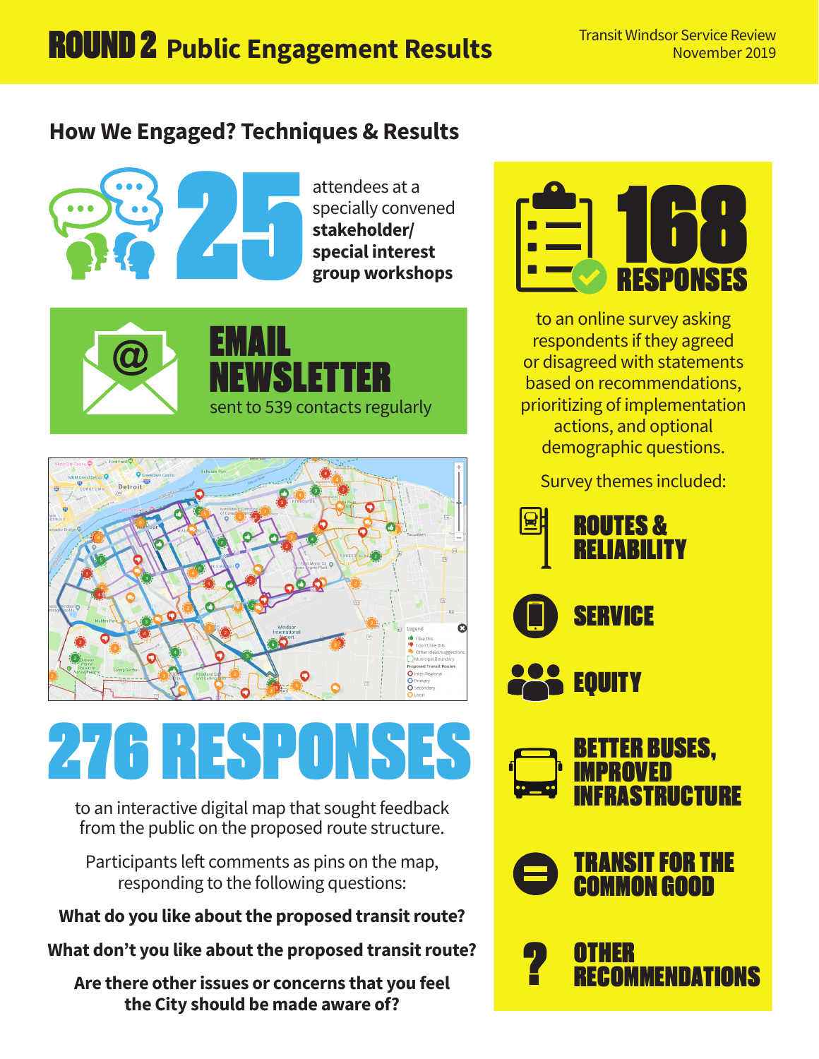# ROUND 2 Public Engagement Results

Transit Windsor Service Review
November 2019

## How We Engaged? Techniques & Results

**25** attendees at a specially convened **stakeholder/ special interest group workshops**

**EMAIL NEWSLETTER**
sent to 539 contacts regularly

**276 RESPONSES**

to an interactive digital map that sought feedback from the public on the proposed route structure.

Participants left comments as pins on the map, responding to the following questions:

**What do you like about the proposed transit route?**

**What don't you like about the proposed transit route?**

**Are there other issues or concerns that you feel the City should be made aware of?**

**168 RESPONSES**

to an online survey asking respondents if they agreed or disagreed with statements based on recommendations, prioritizing of implementation actions, and optional demographic questions.

Survey themes included:

- **ROUTES & RELIABILITY**
- **SERVICE**
- **EQUITY**
- **BETTER BUSES, IMPROVED INFRASTRUCTURE**
- **TRANSIT FOR THE COMMON GOOD**
- **OTHER RECOMMENDATIONS**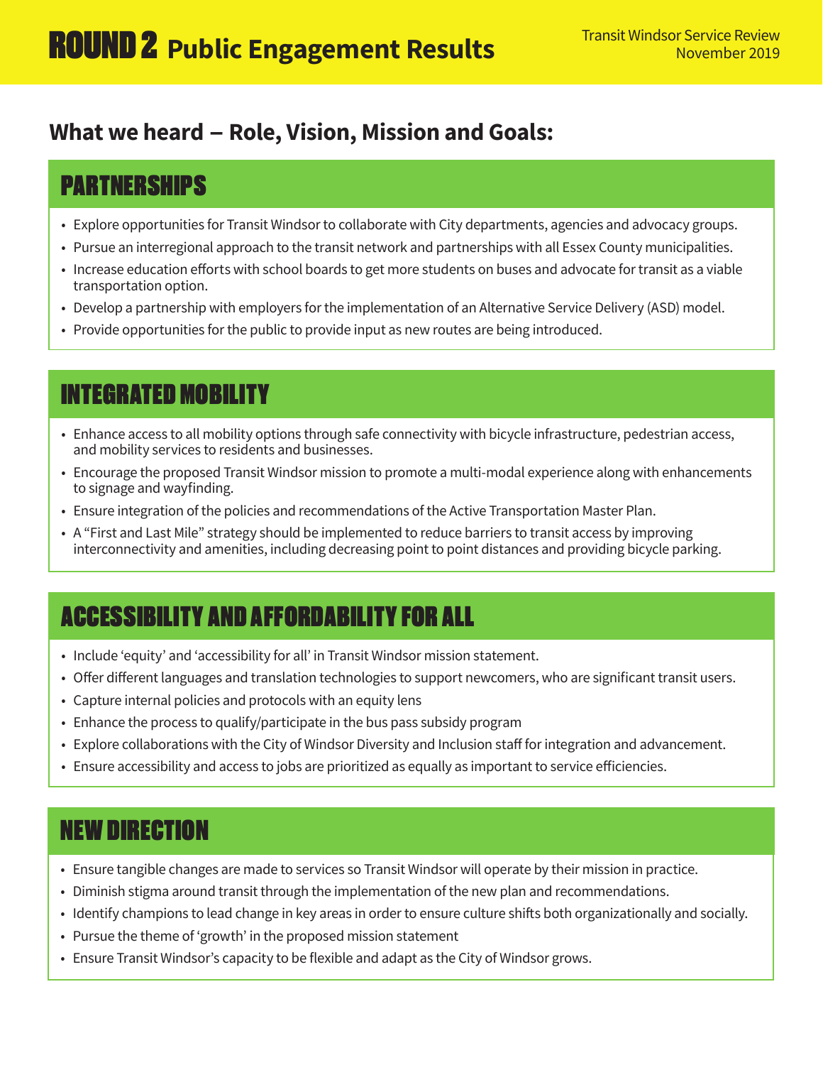# ROUND 2 Public Engagement Results

Transit Windsor Service Review
November 2019

## What we heard – Role, Vision, Mission and Goals:

### PARTNERSHIPS

- Explore opportunities for Transit Windsor to collaborate with City departments, agencies and advocacy groups.
- Pursue an interregional approach to the transit network and partnerships with all Essex County municipalities.
- Increase education efforts with school boards to get more students on buses and advocate for transit as a viable transportation option.
- Develop a partnership with employers for the implementation of an Alternative Service Delivery (ASD) model.
- Provide opportunities for the public to provide input as new routes are being introduced.

### INTEGRATED MOBILITY

- Enhance access to all mobility options through safe connectivity with bicycle infrastructure, pedestrian access, and mobility services to residents and businesses.
- Encourage the proposed Transit Windsor mission to promote a multi-modal experience along with enhancements to signage and wayfinding.
- Ensure integration of the policies and recommendations of the Active Transportation Master Plan.
- A "First and Last Mile" strategy should be implemented to reduce barriers to transit access by improving interconnectivity and amenities, including decreasing point to point distances and providing bicycle parking.

### ACCESSIBILITY AND AFFORDABILITY FOR ALL

- Include 'equity' and 'accessibility for all' in Transit Windsor mission statement.
- Offer different languages and translation technologies to support newcomers, who are significant transit users.
- Capture internal policies and protocols with an equity lens
- Enhance the process to qualify/participate in the bus pass subsidy program
- Explore collaborations with the City of Windsor Diversity and Inclusion staff for integration and advancement.
- Ensure accessibility and access to jobs are prioritized as equally as important to service efficiencies.

### NEW DIRECTION

- Ensure tangible changes are made to services so Transit Windsor will operate by their mission in practice.
- Diminish stigma around transit through the implementation of the new plan and recommendations.
- Identify champions to lead change in key areas in order to ensure culture shifts both organizationally and socially.
- Pursue the theme of 'growth' in the proposed mission statement
- Ensure Transit Windsor's capacity to be flexible and adapt as the City of Windsor grows.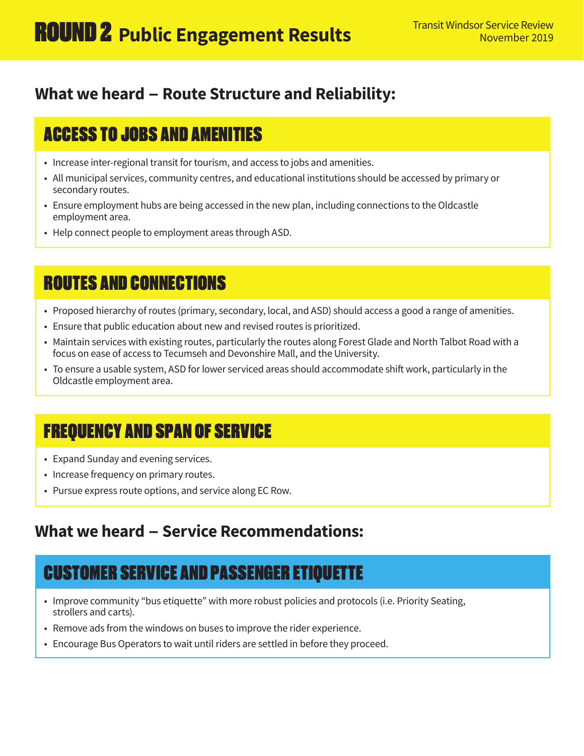# ROUND 2 Public Engagement Results

Transit Windsor Service Review
November 2019

## What we heard – Route Structure and Reliability:

### ACCESS TO JOBS AND AMENITIES

- Increase inter-regional transit for tourism, and access to jobs and amenities.
- All municipal services, community centres, and educational institutions should be accessed by primary or secondary routes.
- Ensure employment hubs are being accessed in the new plan, including connections to the Oldcastle employment area.
- Help connect people to employment areas through ASD.

### ROUTES AND CONNECTIONS

- Proposed hierarchy of routes (primary, secondary, local, and ASD) should access a good a range of amenities.
- Ensure that public education about new and revised routes is prioritized.
- Maintain services with existing routes, particularly the routes along Forest Glade and North Talbot Road with a focus on ease of access to Tecumseh and Devonshire Mall, and the University.
- To ensure a usable system, ASD for lower serviced areas should accommodate shift work, particularly in the Oldcastle employment area.

### FREQUENCY AND SPAN OF SERVICE

- Expand Sunday and evening services.
- Increase frequency on primary routes.
- Pursue express route options, and service along EC Row.

## What we heard – Service Recommendations:

### CUSTOMER SERVICE AND PASSENGER ETIQUETTE

- Improve community "bus etiquette" with more robust policies and protocols (i.e. Priority Seating, strollers and carts).
- Remove ads from the windows on buses to improve the rider experience.
- Encourage Bus Operators to wait until riders are settled in before they proceed.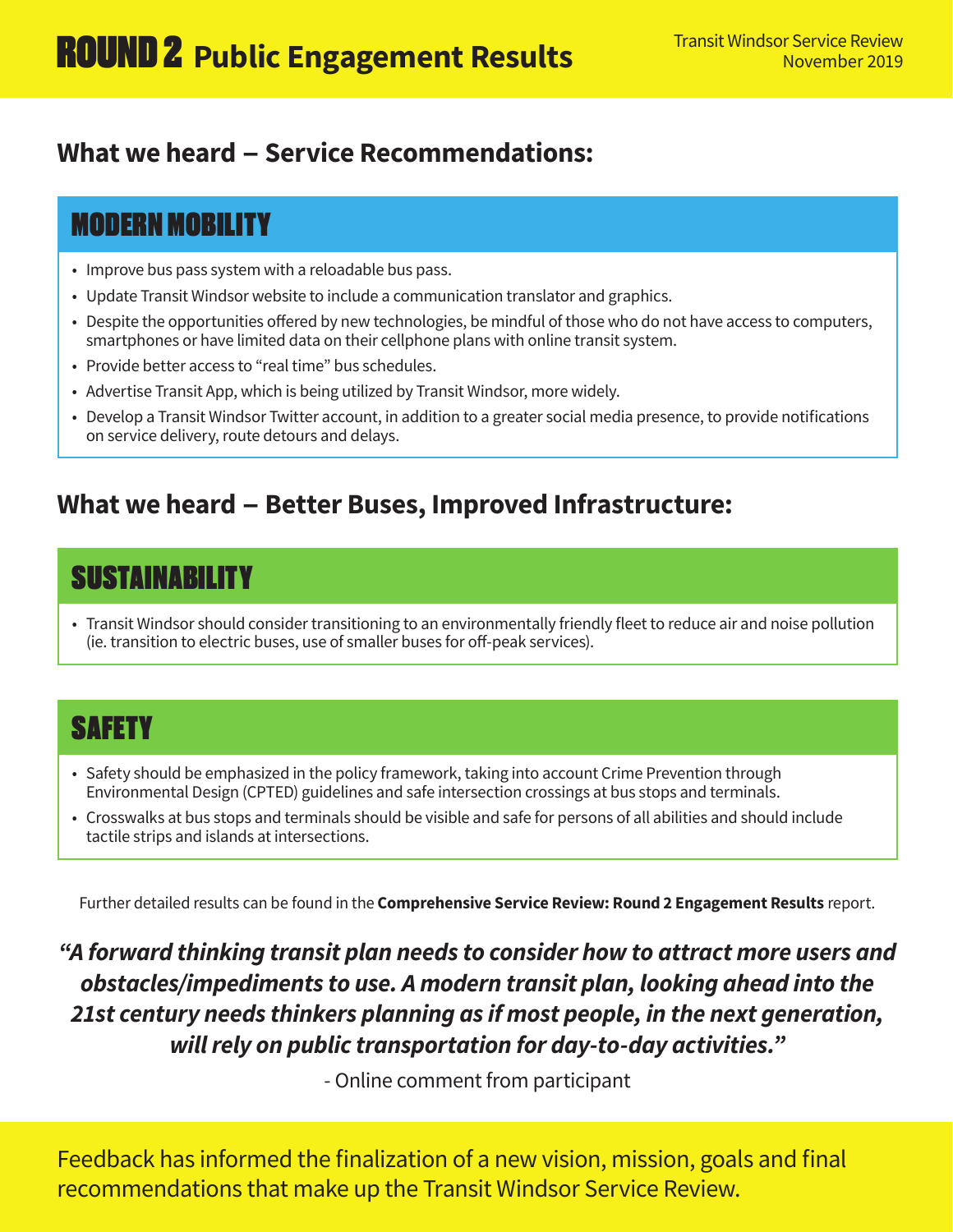# ROUND 2 Public Engagement Results

Transit Windsor Service Review
November 2019

## What we heard – Service Recommendations:

### MODERN MOBILITY

- Improve bus pass system with a reloadable bus pass.
- Update Transit Windsor website to include a communication translator and graphics.
- Despite the opportunities offered by new technologies, be mindful of those who do not have access to computers, smartphones or have limited data on their cellphone plans with online transit system.
- Provide better access to "real time" bus schedules.
- Advertise Transit App, which is being utilized by Transit Windsor, more widely.
- Develop a Transit Windsor Twitter account, in addition to a greater social media presence, to provide notifications on service delivery, route detours and delays.

## What we heard – Better Buses, Improved Infrastructure:

### SUSTAINABILITY

- Transit Windsor should consider transitioning to an environmentally friendly fleet to reduce air and noise pollution (ie. transition to electric buses, use of smaller buses for off-peak services).

### SAFETY

- Safety should be emphasized in the policy framework, taking into account Crime Prevention through Environmental Design (CPTED) guidelines and safe intersection crossings at bus stops and terminals.
- Crosswalks at bus stops and terminals should be visible and safe for persons of all abilities and should include tactile strips and islands at intersections.

Further detailed results can be found in the **Comprehensive Service Review: Round 2 Engagement Results** report.

***"A forward thinking transit plan needs to consider how to attract more users and obstacles/impediments to use. A modern transit plan, looking ahead into the 21st century needs thinkers planning as if most people, in the next generation, will rely on public transportation for day-to-day activities."***

- Online comment from participant

Feedback has informed the finalization of a new vision, mission, goals and final recommendations that make up the Transit Windsor Service Review.